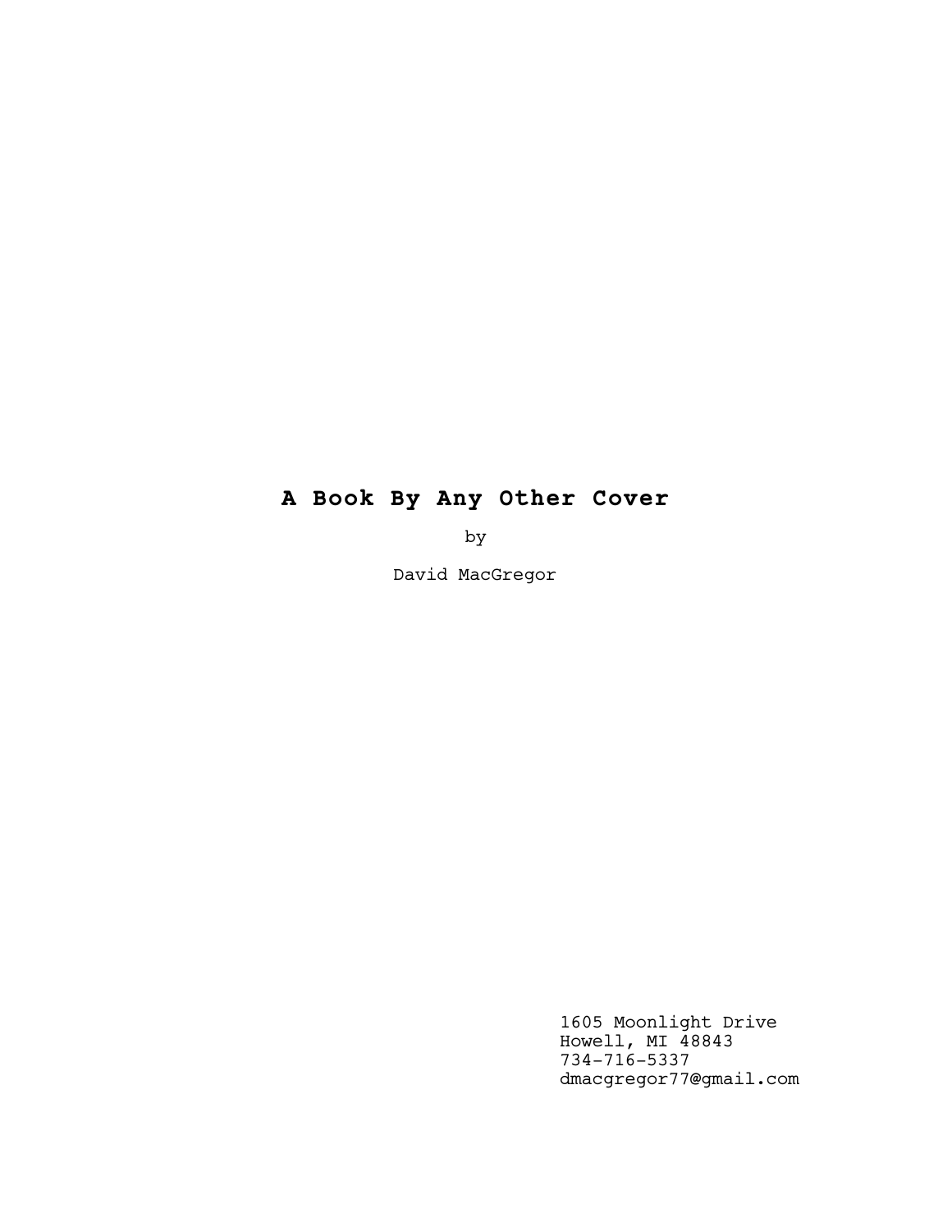# A Book By Any Other Cover

by

David MacGregor

1605 Moonlight Drive
Howell, MI 48843
734-716-5337
dmacgregor77@gmail.com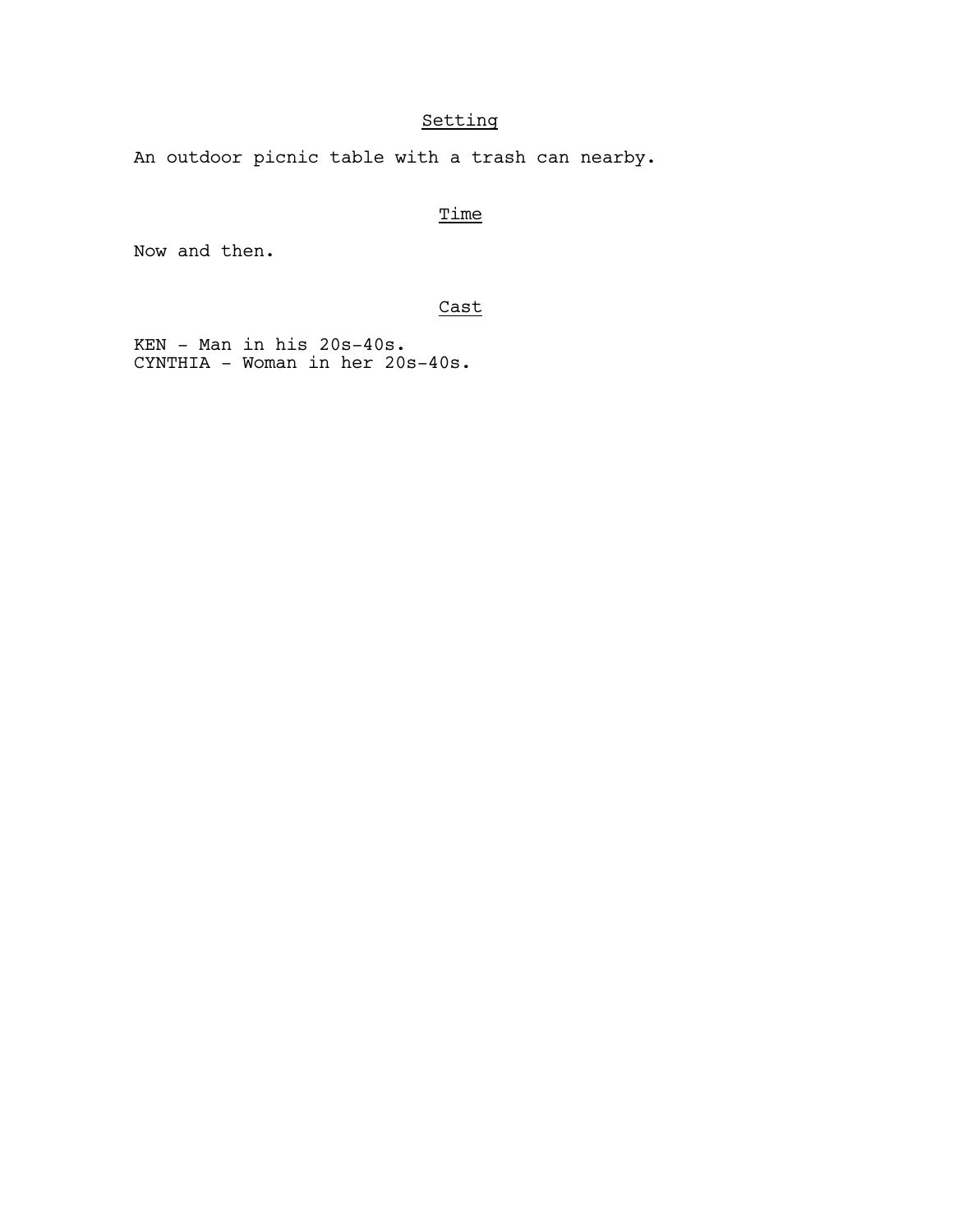## Setting

An outdoor picnic table with a trash can nearby.

## Time

Now and then.

## Cast

KEN - Man in his 20s-40s.
CYNTHIA - Woman in her 20s-40s.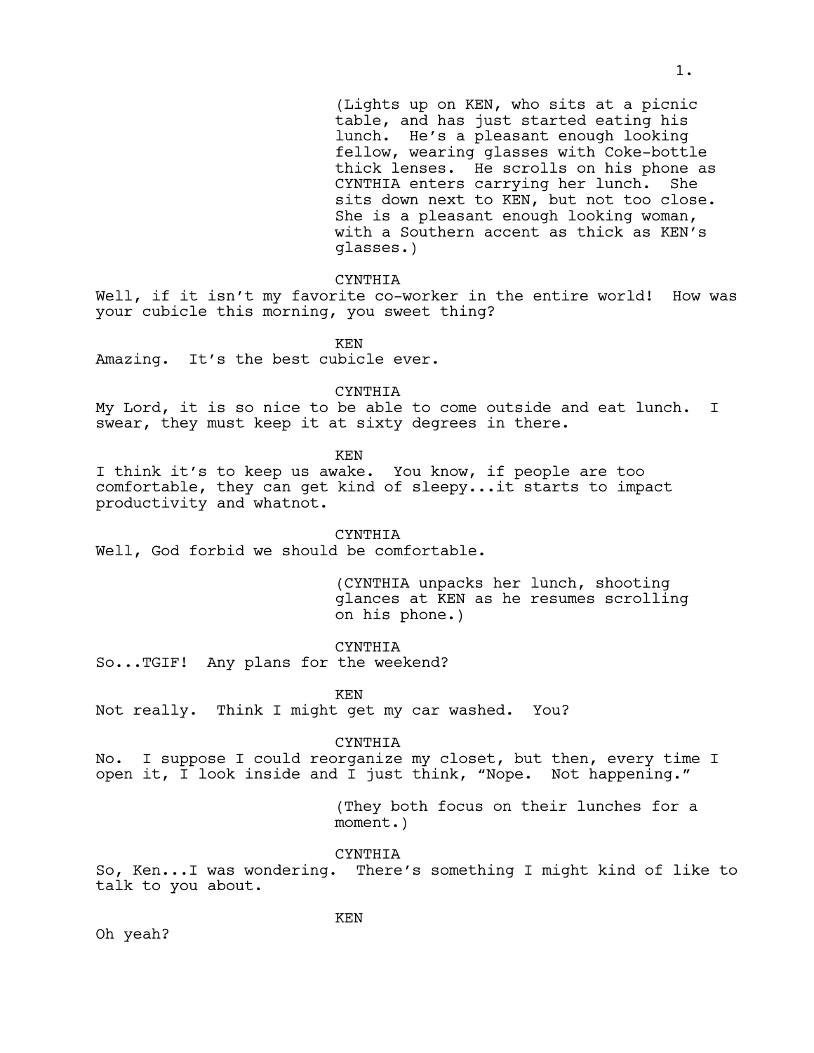(Lights up on KEN, who sits at a picnic table, and has just started eating his lunch. He's a pleasant enough looking fellow, wearing glasses with Coke-bottle thick lenses. He scrolls on his phone as CYNTHIA enters carrying her lunch. She sits down next to KEN, but not too close. She is a pleasant enough looking woman, with a Southern accent as thick as KEN's glasses.)

CYNTHIA

Well, if it isn't my favorite co-worker in the entire world! How was your cubicle this morning, you sweet thing?

KEN

Amazing. It's the best cubicle ever.

CYNTHIA

My Lord, it is so nice to be able to come outside and eat lunch. I swear, they must keep it at sixty degrees in there.

KEN

I think it's to keep us awake. You know, if people are too comfortable, they can get kind of sleepy...it starts to impact productivity and whatnot.

CYNTHIA

Well, God forbid we should be comfortable.

(CYNTHIA unpacks her lunch, shooting glances at KEN as he resumes scrolling on his phone.)

CYNTHIA

So...TGIF! Any plans for the weekend?

KEN

Not really. Think I might get my car washed. You?

CYNTHIA

No. I suppose I could reorganize my closet, but then, every time I open it, I look inside and I just think, "Nope. Not happening."

(They both focus on their lunches for a moment.)

CYNTHIA

So, Ken...I was wondering. There's something I might kind of like to talk to you about.

KEN

Oh yeah?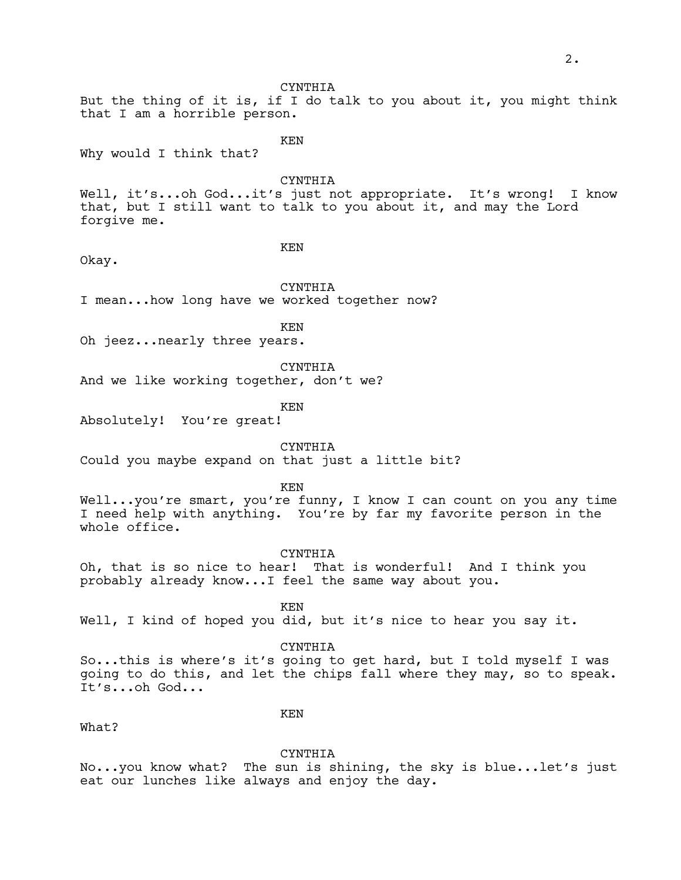CYNTHIA

But the thing of it is, if I do talk to you about it, you might think that I am a horrible person.

KEN

Why would I think that?

CYNTHIA

Well, it's...oh God...it's just not appropriate. It's wrong! I know that, but I still want to talk to you about it, and may the Lord forgive me.

KEN

Okay.

CYNTHIA

I mean...how long have we worked together now?

KEN

Oh jeez...nearly three years.

CYNTHIA

And we like working together, don't we?

KEN

Absolutely! You're great!

CYNTHIA

Could you maybe expand on that just a little bit?

KEN

Well...you're smart, you're funny, I know I can count on you any time I need help with anything. You're by far my favorite person in the whole office.

CYNTHIA

Oh, that is so nice to hear! That is wonderful! And I think you probably already know...I feel the same way about you.

KEN

Well, I kind of hoped you did, but it's nice to hear you say it.

CYNTHIA

So...this is where's it's going to get hard, but I told myself I was going to do this, and let the chips fall where they may, so to speak. It's...oh God...

KEN

What?

CYNTHIA

No...you know what? The sun is shining, the sky is blue...let's just eat our lunches like always and enjoy the day.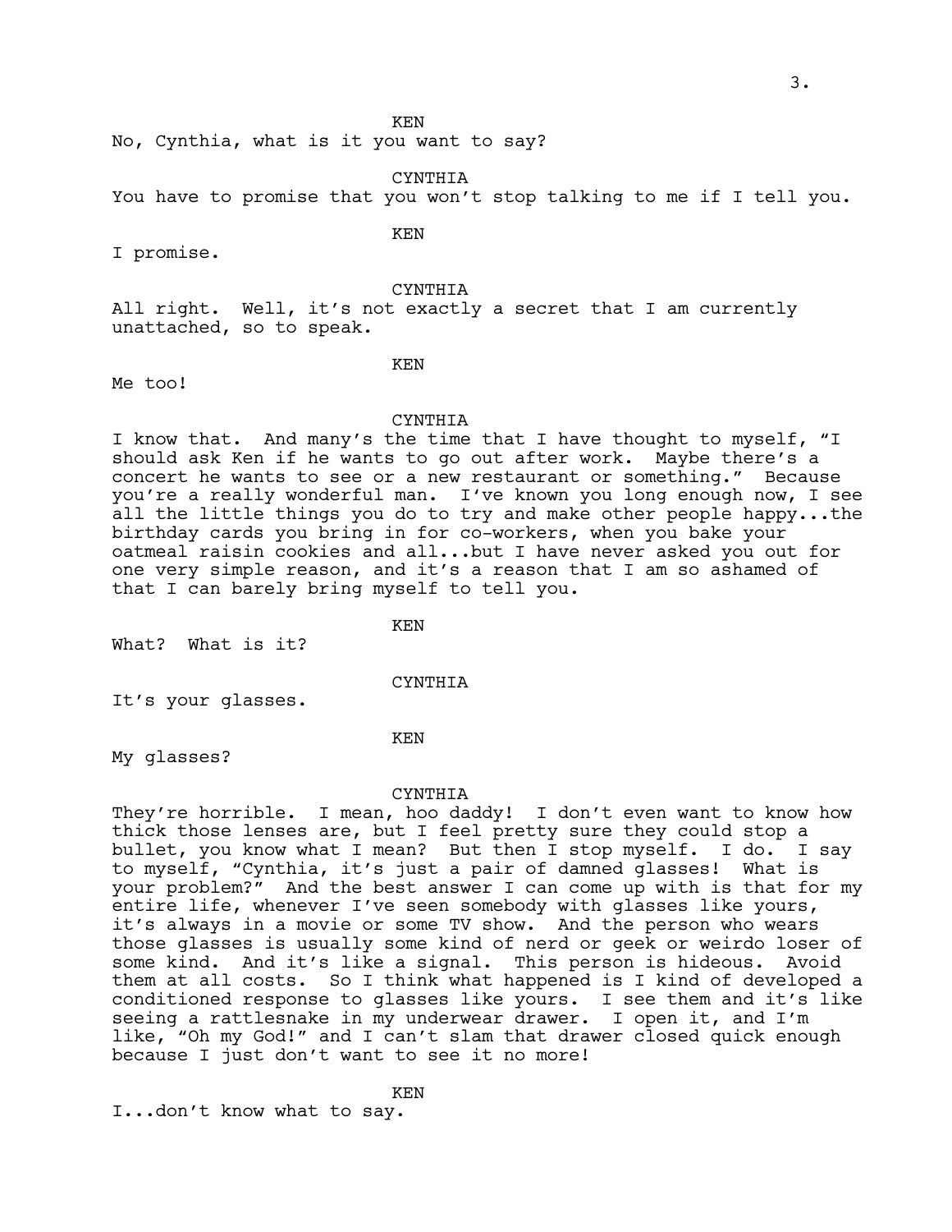KEN

No, Cynthia, what is it you want to say?

CYNTHIA

You have to promise that you won't stop talking to me if I tell you.

KEN

I promise.

CYNTHIA

All right. Well, it's not exactly a secret that I am currently unattached, so to speak.

KEN

Me too!

CYNTHIA

I know that. And many's the time that I have thought to myself, "I should ask Ken if he wants to go out after work. Maybe there's a concert he wants to see or a new restaurant or something." Because you're a really wonderful man. I've known you long enough now, I see all the little things you do to try and make other people happy...the birthday cards you bring in for co-workers, when you bake your oatmeal raisin cookies and all...but I have never asked you out for one very simple reason, and it's a reason that I am so ashamed of that I can barely bring myself to tell you.

KEN

What? What is it?

CYNTHIA

It's your glasses.

KEN

My glasses?

CYNTHIA

They're horrible. I mean, hoo daddy! I don't even want to know how thick those lenses are, but I feel pretty sure they could stop a bullet, you know what I mean? But then I stop myself. I do. I say to myself, "Cynthia, it's just a pair of damned glasses! What is your problem?" And the best answer I can come up with is that for my entire life, whenever I've seen somebody with glasses like yours, it's always in a movie or some TV show. And the person who wears those glasses is usually some kind of nerd or geek or weirdo loser of some kind. And it's like a signal. This person is hideous. Avoid them at all costs. So I think what happened is I kind of developed a conditioned response to glasses like yours. I see them and it's like seeing a rattlesnake in my underwear drawer. I open it, and I'm like, "Oh my God!" and I can't slam that drawer closed quick enough because I just don't want to see it no more!

KEN

I...don't know what to say.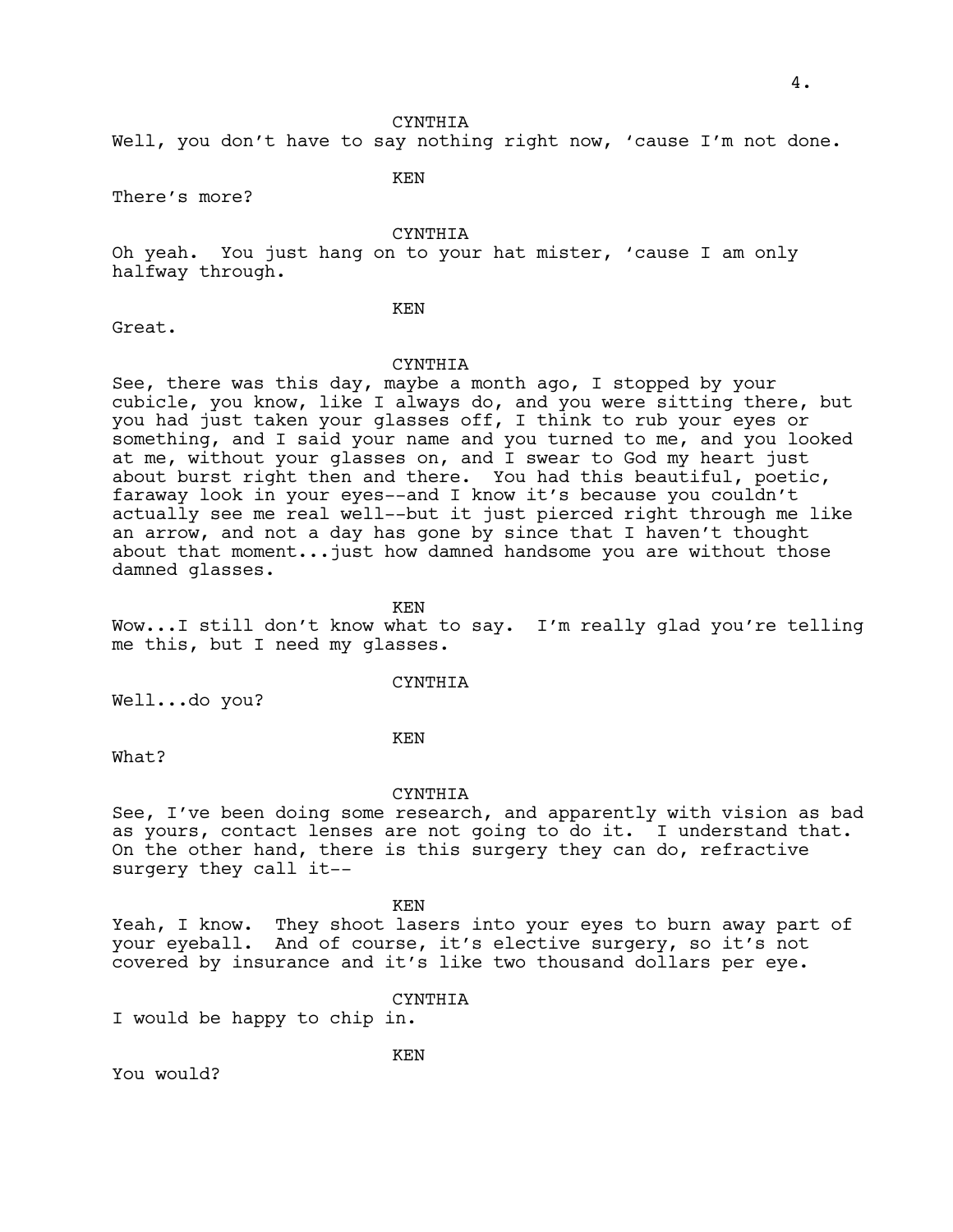CYNTHIA

Well, you don't have to say nothing right now, 'cause I'm not done.

KEN

There's more?

CYNTHIA

Oh yeah. You just hang on to your hat mister, 'cause I am only halfway through.

KEN

Great.

CYNTHIA

See, there was this day, maybe a month ago, I stopped by your cubicle, you know, like I always do, and you were sitting there, but you had just taken your glasses off, I think to rub your eyes or something, and I said your name and you turned to me, and you looked at me, without your glasses on, and I swear to God my heart just about burst right then and there. You had this beautiful, poetic, faraway look in your eyes--and I know it's because you couldn't actually see me real well--but it just pierced right through me like an arrow, and not a day has gone by since that I haven't thought about that moment...just how damned handsome you are without those damned glasses.

KEN

Wow...I still don't know what to say. I'm really glad you're telling me this, but I need my glasses.

CYNTHIA

Well...do you?

KEN

What?

CYNTHIA

See, I've been doing some research, and apparently with vision as bad as yours, contact lenses are not going to do it. I understand that. On the other hand, there is this surgery they can do, refractive surgery they call it--

KEN

Yeah, I know. They shoot lasers into your eyes to burn away part of your eyeball. And of course, it's elective surgery, so it's not covered by insurance and it's like two thousand dollars per eye.

CYNTHIA

I would be happy to chip in.

KEN

You would?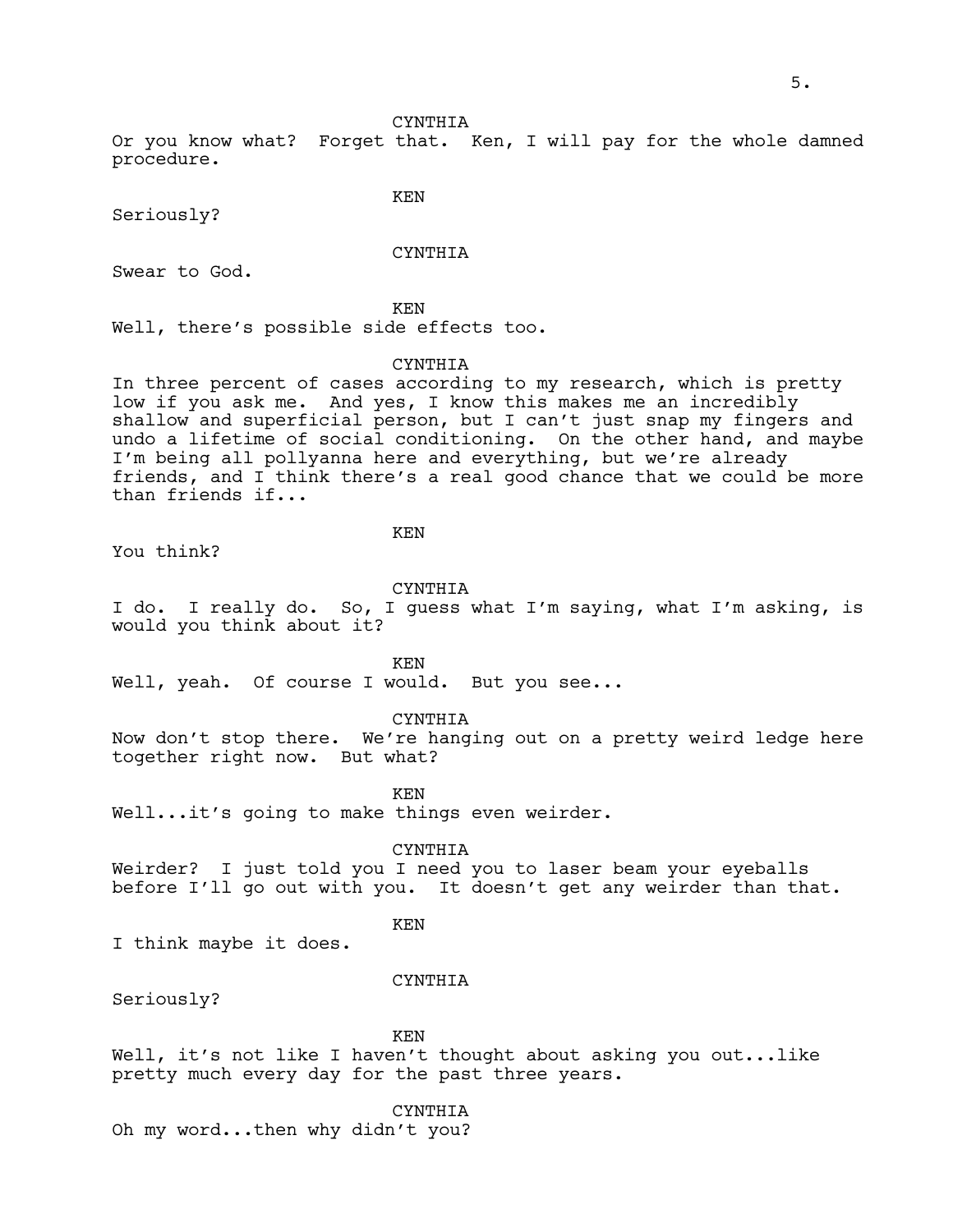CYNTHIA

Or you know what?  Forget that.  Ken, I will pay for the whole damned procedure.

KEN

Seriously?

CYNTHIA

Swear to God.

KEN

Well, there's possible side effects too.

CYNTHIA

In three percent of cases according to my research, which is pretty low if you ask me.  And yes, I know this makes me an incredibly shallow and superficial person, but I can't just snap my fingers and undo a lifetime of social conditioning.  On the other hand, and maybe I'm being all pollyanna here and everything, but we're already friends, and I think there's a real good chance that we could be more than friends if...

KEN

You think?

CYNTHIA

I do.  I really do.  So, I guess what I'm saying, what I'm asking, is would you think about it?

KEN

Well, yeah.  Of course I would.  But you see...

CYNTHIA

Now don't stop there.  We're hanging out on a pretty weird ledge here together right now.  But what?

KEN

Well...it's going to make things even weirder.

CYNTHIA

Weirder?  I just told you I need you to laser beam your eyeballs before I'll go out with you.  It doesn't get any weirder than that.

KEN

I think maybe it does.

CYNTHIA

Seriously?

KEN

Well, it's not like I haven't thought about asking you out...like pretty much every day for the past three years.

CYNTHIA

Oh my word...then why didn't you?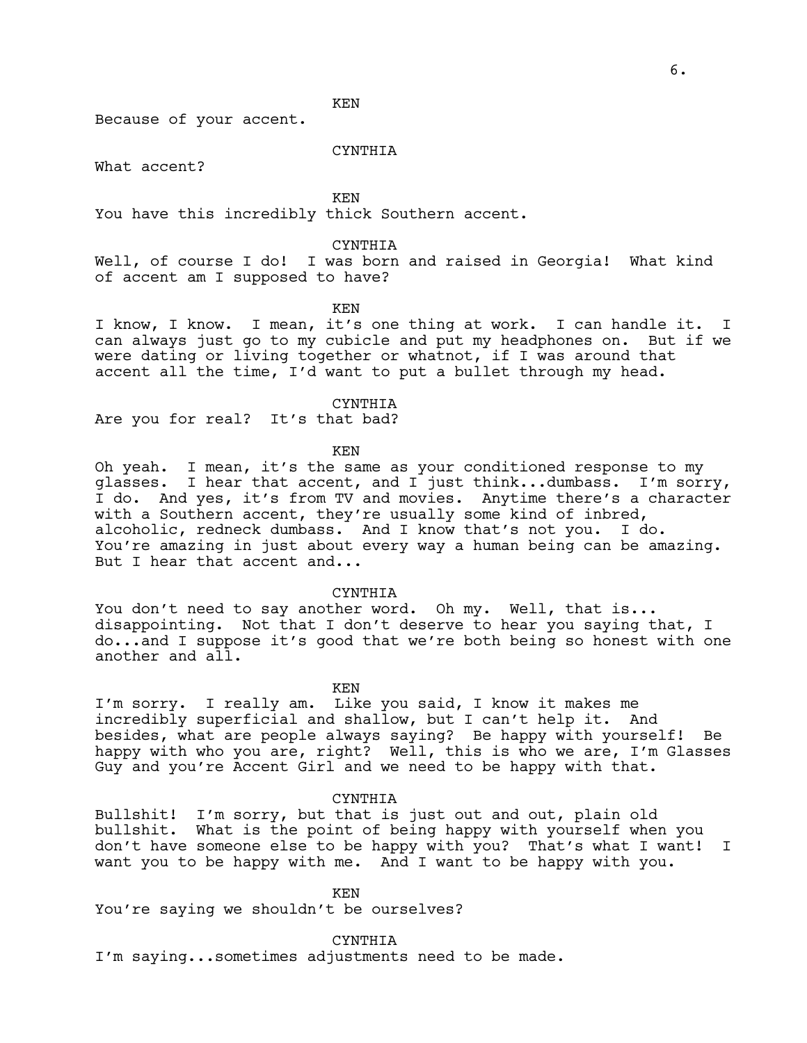KEN

Because of your accent.

CYNTHIA

What accent?

KEN

You have this incredibly thick Southern accent.

CYNTHIA

Well, of course I do! I was born and raised in Georgia! What kind of accent am I supposed to have?

KEN

I know, I know. I mean, it's one thing at work. I can handle it. I can always just go to my cubicle and put my headphones on. But if we were dating or living together or whatnot, if I was around that accent all the time, I'd want to put a bullet through my head.

CYNTHIA

Are you for real? It's that bad?

KEN

Oh yeah. I mean, it's the same as your conditioned response to my glasses. I hear that accent, and I just think...dumbass. I'm sorry, I do. And yes, it's from TV and movies. Anytime there's a character with a Southern accent, they're usually some kind of inbred, alcoholic, redneck dumbass. And I know that's not you. I do. You're amazing in just about every way a human being can be amazing. But I hear that accent and...

CYNTHIA

You don't need to say another word. Oh my. Well, that is... disappointing. Not that I don't deserve to hear you saying that, I do...and I suppose it's good that we're both being so honest with one another and all.

KEN

I'm sorry. I really am. Like you said, I know it makes me incredibly superficial and shallow, but I can't help it. And besides, what are people always saying? Be happy with yourself! Be happy with who you are, right? Well, this is who we are, I'm Glasses Guy and you're Accent Girl and we need to be happy with that.

CYNTHIA

Bullshit! I'm sorry, but that is just out and out, plain old bullshit. What is the point of being happy with yourself when you don't have someone else to be happy with you? That's what I want! I want you to be happy with me. And I want to be happy with you.

KEN

You're saying we shouldn't be ourselves?

CYNTHIA

I'm saying...sometimes adjustments need to be made.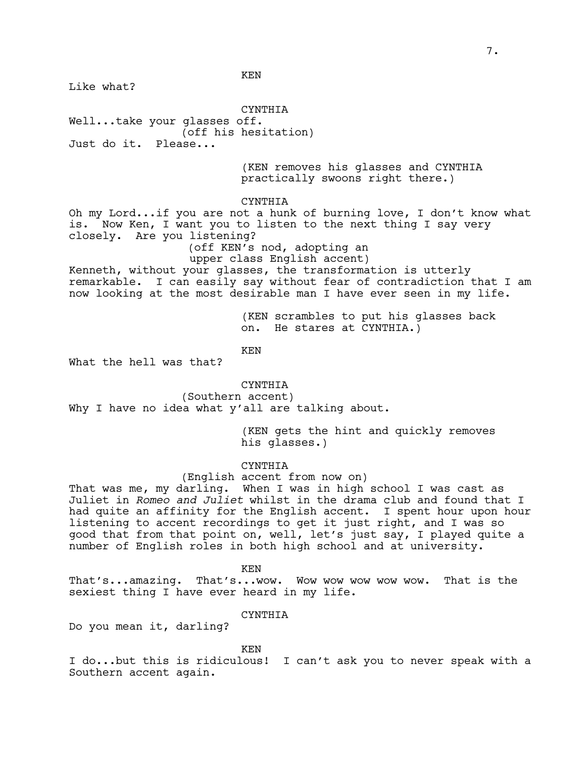KEN

Like what?

CYNTHIA

Well...take your glasses off.

(off his hesitation)

Just do it. Please...

(KEN removes his glasses and CYNTHIA practically swoons right there.)

CYNTHIA

Oh my Lord...if you are not a hunk of burning love, I don't know what is. Now Ken, I want you to listen to the next thing I say very closely. Are you listening?

(off KEN's nod, adopting an upper class English accent)

Kenneth, without your glasses, the transformation is utterly remarkable. I can easily say without fear of contradiction that I am now looking at the most desirable man I have ever seen in my life.

(KEN scrambles to put his glasses back on. He stares at CYNTHIA.)

KEN

What the hell was that?

CYNTHIA

(Southern accent)

Why I have no idea what y'all are talking about.

(KEN gets the hint and quickly removes his glasses.)

CYNTHIA

(English accent from now on)

That was me, my darling. When I was in high school I was cast as Juliet in *Romeo and Juliet* whilst in the drama club and found that I had quite an affinity for the English accent. I spent hour upon hour listening to accent recordings to get it just right, and I was so good that from that point on, well, let's just say, I played quite a number of English roles in both high school and at university.

KEN

That's...amazing. That's...wow. Wow wow wow wow wow. That is the sexiest thing I have ever heard in my life.

CYNTHIA

Do you mean it, darling?

KEN

I do...but this is ridiculous! I can't ask you to never speak with a Southern accent again.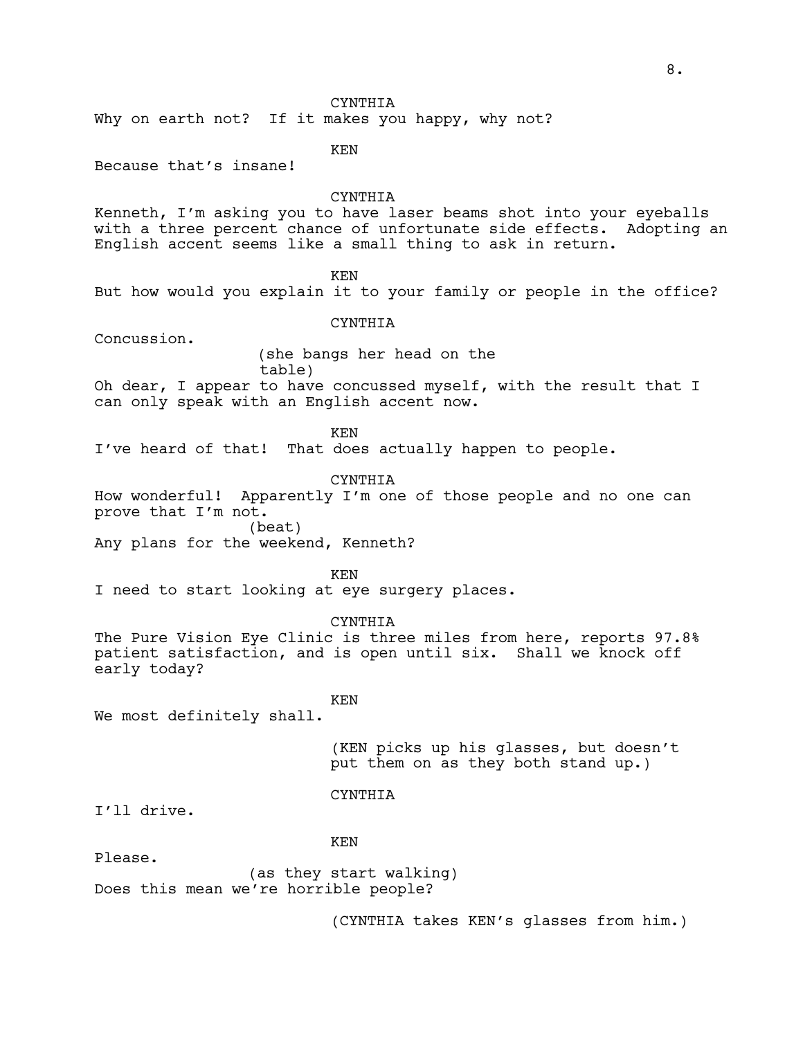CYNTHIA

Why on earth not? If it makes you happy, why not?

KEN

Because that's insane!

CYNTHIA

Kenneth, I'm asking you to have laser beams shot into your eyeballs with a three percent chance of unfortunate side effects. Adopting an English accent seems like a small thing to ask in return.

KEN

But how would you explain it to your family or people in the office?

CYNTHIA

Concussion.

(she bangs her head on the table)

Oh dear, I appear to have concussed myself, with the result that I can only speak with an English accent now.

KEN

I've heard of that! That does actually happen to people.

CYNTHIA

How wonderful! Apparently I'm one of those people and no one can prove that I'm not.

(beat)

Any plans for the weekend, Kenneth?

KEN

I need to start looking at eye surgery places.

CYNTHIA

The Pure Vision Eye Clinic is three miles from here, reports 97.8% patient satisfaction, and is open until six. Shall we knock off early today?

KEN

We most definitely shall.

(KEN picks up his glasses, but doesn't put them on as they both stand up.)

CYNTHIA

I'll drive.

KEN

Please.

(as they start walking)

Does this mean we're horrible people?

(CYNTHIA takes KEN's glasses from him.)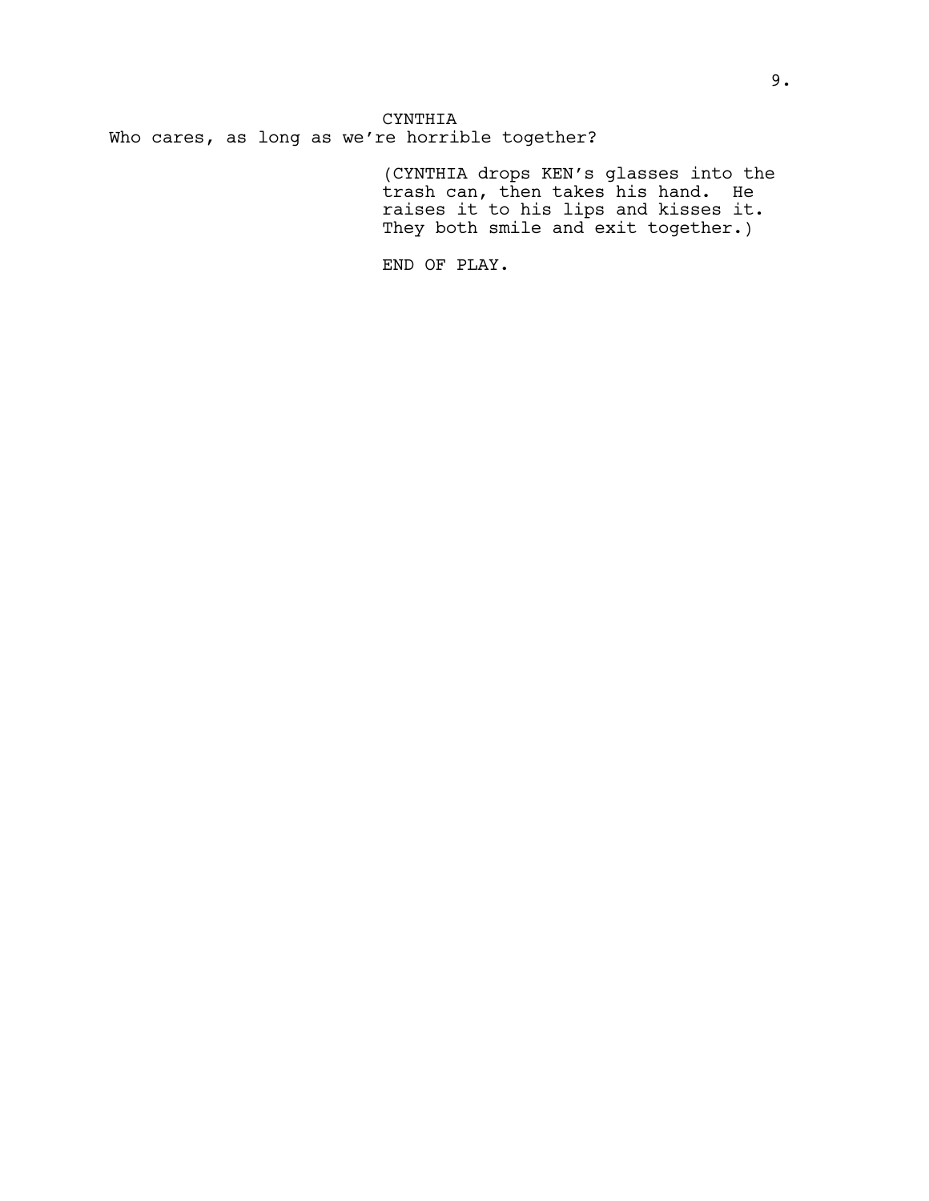CYNTHIA

Who cares, as long as we're horrible together?

(CYNTHIA drops KEN's glasses into the trash can, then takes his hand. He raises it to his lips and kisses it. They both smile and exit together.)

END OF PLAY.